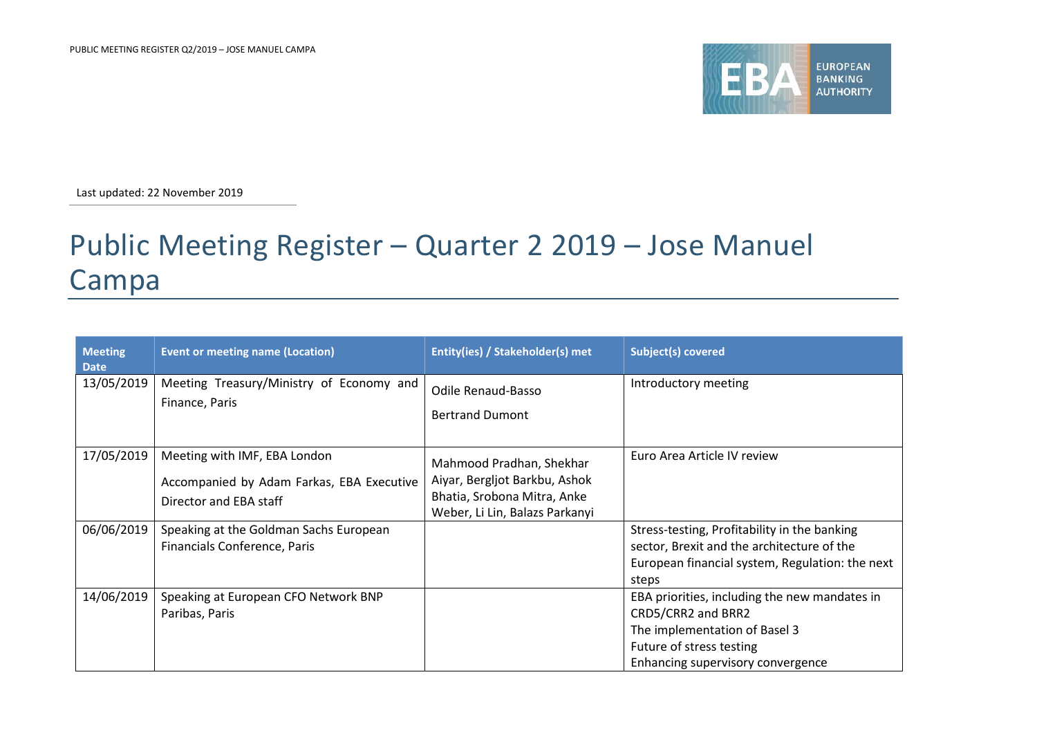Last updated: 22 November 2019

# Public Meeting Register – Quarter 2 2019 – Jose Manuel Campa

| Meeting Date | Event or meeting name (Location) | Entity(ies) / Stakeholder(s) met | Subject(s) covered |
|---|---|---|---|
| 13/05/2019 | Meeting Treasury/Ministry of Economy and Finance, Paris | Odile Renaud-Basso<br><br>Bertrand Dumont | Introductory meeting |
| 17/05/2019 | Meeting with IMF, EBA London<br><br>Accompanied by Adam Farkas, EBA Executive Director and EBA staff | Mahmood Pradhan, Shekhar Aiyar, Bergljot Barkbu, Ashok Bhatia, Srobona Mitra, Anke Weber, Li Lin, Balazs Parkanyi | Euro Area Article IV review |
| 06/06/2019 | Speaking at the Goldman Sachs European Financials Conference, Paris | | Stress-testing, Profitability in the banking sector, Brexit and the architecture of the European financial system, Regulation: the next steps |
| 14/06/2019 | Speaking at European CFO Network BNP Paribas, Paris | | EBA priorities, including the new mandates in CRD5/CRR2 and BRR2<br>The implementation of Basel 3<br>Future of stress testing<br>Enhancing supervisory convergence |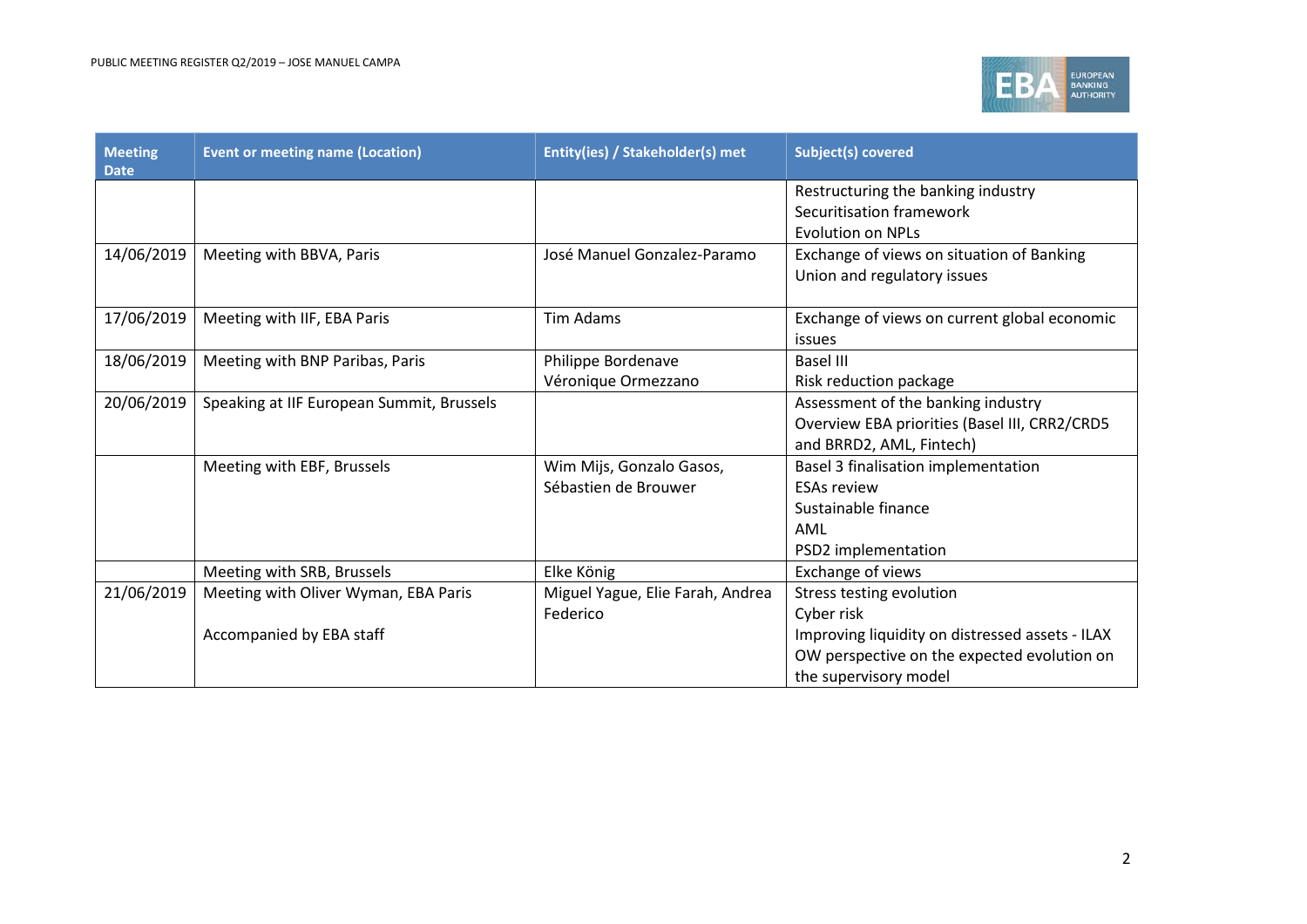| Meeting Date | Event or meeting name (Location) | Entity(ies) / Stakeholder(s) met | Subject(s) covered |
|---|---|---|---|
| | | | Restructuring the banking industry<br>Securitisation framework<br>Evolution on NPLs |
| 14/06/2019 | Meeting with BBVA, Paris | José Manuel Gonzalez-Paramo | Exchange of views on situation of Banking Union and regulatory issues |
| 17/06/2019 | Meeting with IIF, EBA Paris | Tim Adams | Exchange of views on current global economic issues |
| 18/06/2019 | Meeting with BNP Paribas, Paris | Philippe Bordenave<br>Véronique Ormezzano | Basel III<br>Risk reduction package |
| 20/06/2019 | Speaking at IIF European Summit, Brussels | | Assessment of the banking industry<br>Overview EBA priorities (Basel III, CRR2/CRD5 and BRRD2, AML, Fintech) |
| | Meeting with EBF, Brussels | Wim Mijs, Gonzalo Gasos, Sébastien de Brouwer | Basel 3 finalisation implementation<br>ESAs review<br>Sustainable finance<br>AML<br>PSD2 implementation |
| | Meeting with SRB, Brussels | Elke König | Exchange of views |
| 21/06/2019 | Meeting with Oliver Wyman, EBA Paris<br><br>Accompanied by EBA staff | Miguel Yague, Elie Farah, Andrea Federico | Stress testing evolution<br>Cyber risk<br>Improving liquidity on distressed assets - ILAX<br>OW perspective on the expected evolution on the supervisory model |